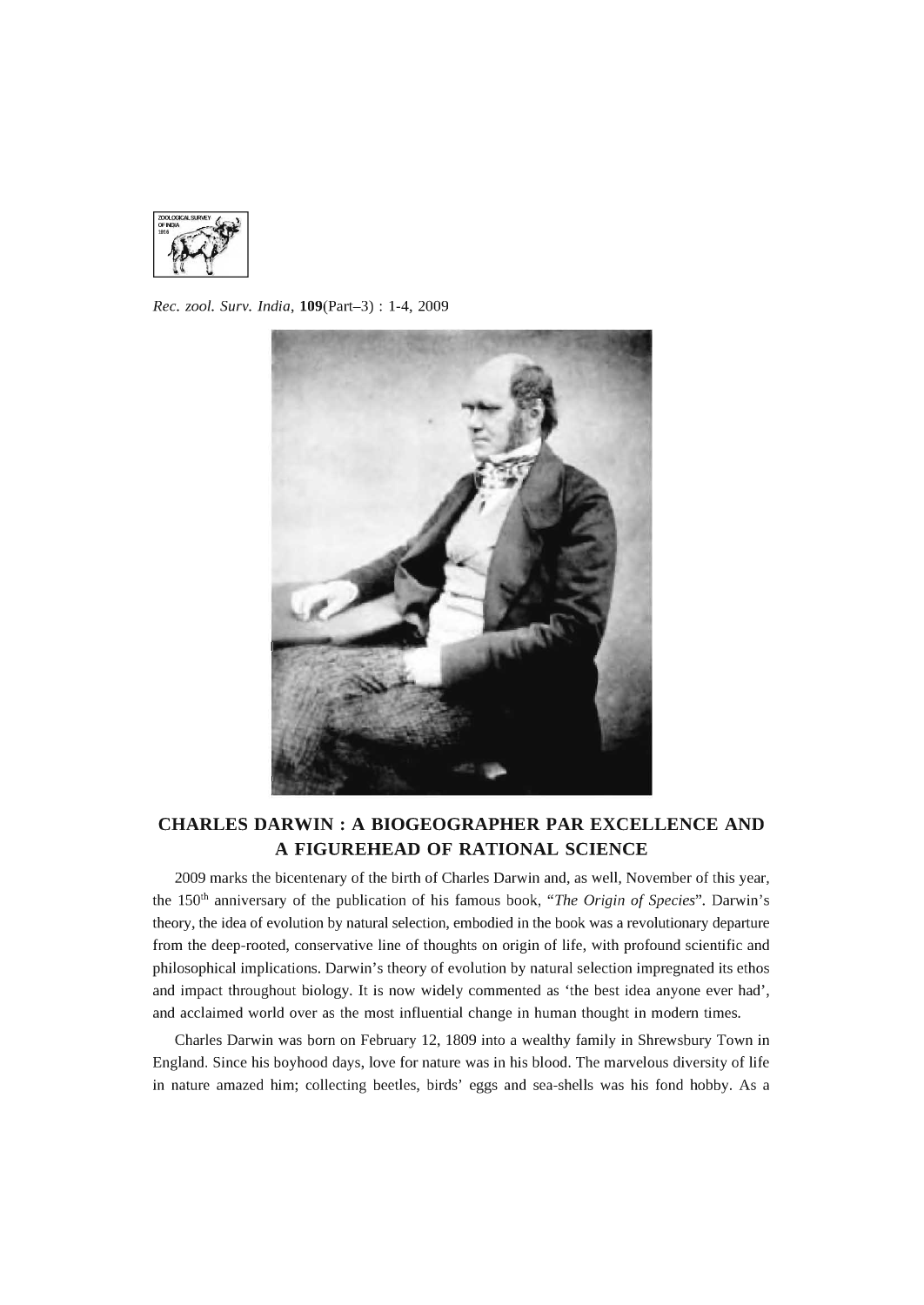# CHARLES DARWIN : A BIOGEOGRAPHER PAR EXCELLENCE AND A FIGUREHEAD OF RATIONAL SCIENCE

2009 marks the bicentenary of the birth of Charles Darwin and, as well, November of this year, the 150th anniversary of the publication of his famous book, "*The Origin of Species*". Darwin's theory, the idea of evolution by natural selection, embodied in the book was a revolutionary departure from the deep-rooted, conservative line of thoughts on origin of life, with profound scientific and philosophical implications. Darwin's theory of evolution by natural selection impregnated its ethos and impact throughout biology. It is now widely commented as 'the best idea anyone ever had', and acclaimed world over as the most influential change in human thought in modern times.

Charles Darwin was born on February 12, 1809 into a wealthy family in Shrewsbury Town in England. Since his boyhood days, love for nature was in his blood. The marvelous diversity of life in nature amazed him; collecting beetles, birds' eggs and sea-shells was his fond hobby. As a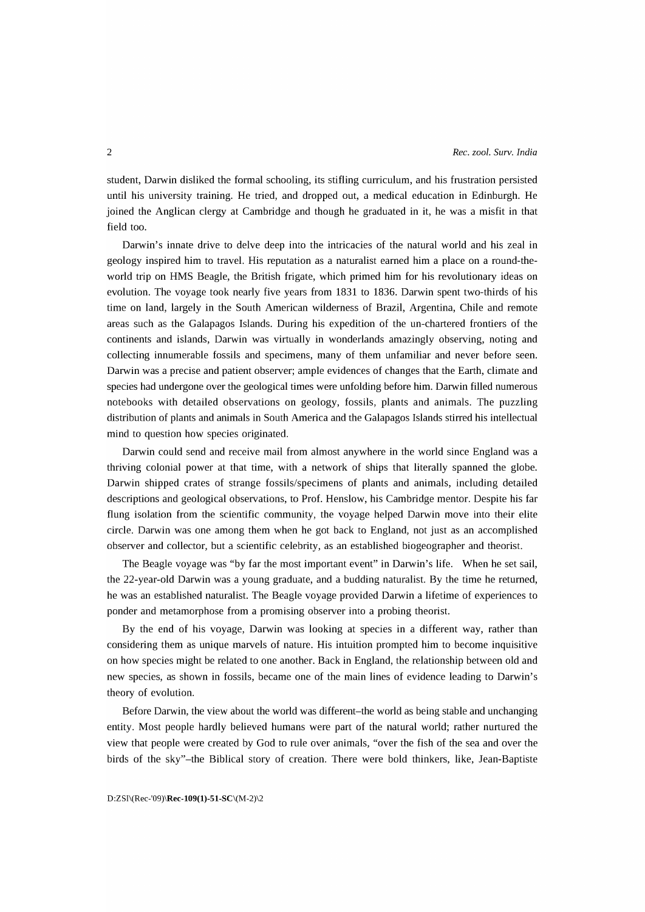student, Darwin disliked the formal schooling, its stifling curriculum, and his frustration persisted until his university training. He tried, and dropped out, a medical education in Edinburgh. He joined the Anglican clergy at Cambridge and though he graduated in it, he was a misfit in that field too.

Darwin's innate drive to delve deep into the intricacies of the natural world and his zeal in geology inspired him to travel. His reputation as a naturalist earned him a place on a round-the-world trip on HMS Beagle, the British frigate, which primed him for his revolutionary ideas on evolution. The voyage took nearly five years from 1831 to 1836. Darwin spent two-thirds of his time on land, largely in the South American wilderness of Brazil, Argentina, Chile and remote areas such as the Galapagos Islands. During his expedition of the un-chartered frontiers of the continents and islands, Darwin was virtually in wonderlands amazingly observing, noting and collecting innumerable fossils and specimens, many of them unfamiliar and never before seen. Darwin was a precise and patient observer; ample evidences of changes that the Earth, climate and species had undergone over the geological times were unfolding before him. Darwin filled numerous notebooks with detailed observations on geology, fossils, plants and animals. The puzzling distribution of plants and animals in South America and the Galapagos Islands stirred his intellectual mind to question how species originated.

Darwin could send and receive mail from almost anywhere in the world since England was a thriving colonial power at that time, with a network of ships that literally spanned the globe. Darwin shipped crates of strange fossils/specimens of plants and animals, including detailed descriptions and geological observations, to Prof. Henslow, his Cambridge mentor. Despite his far flung isolation from the scientific community, the voyage helped Darwin move into their elite circle. Darwin was one among them when he got back to England, not just as an accomplished observer and collector, but a scientific celebrity, as an established biogeographer and theorist.

The Beagle voyage was "by far the most important event" in Darwin's life. When he set sail, the 22-year-old Darwin was a young graduate, and a budding naturalist. By the time he returned, he was an established naturalist. The Beagle voyage provided Darwin a lifetime of experiences to ponder and metamorphose from a promising observer into a probing theorist.

By the end of his voyage, Darwin was looking at species in a different way, rather than considering them as unique marvels of nature. His intuition prompted him to become inquisitive on how species might be related to one another. Back in England, the relationship between old and new species, as shown in fossils, became one of the main lines of evidence leading to Darwin's theory of evolution.

Before Darwin, the view about the world was different–the world as being stable and unchanging entity. Most people hardly believed humans were part of the natural world; rather nurtured the view that people were created by God to rule over animals, "over the fish of the sea and over the birds of the sky"–the Biblical story of creation. There were bold thinkers, like, Jean-Baptiste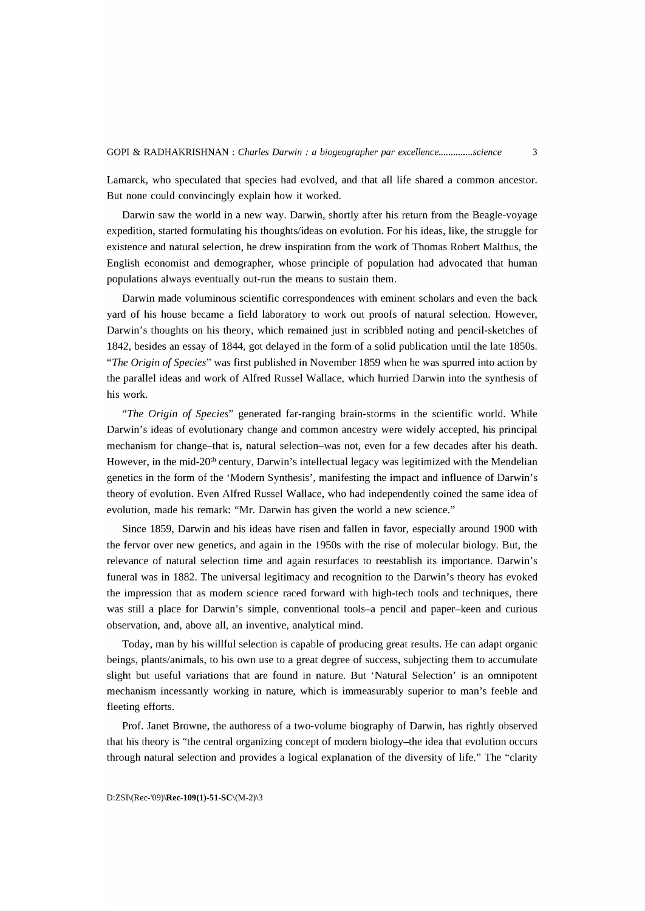Lamarck, who speculated that species had evolved, and that all life shared a common ancestor. But none could convincingly explain how it worked.

Darwin saw the world in a new way. Darwin, shortly after his return from the Beagle-voyage expedition, started formulating his thoughts/ideas on evolution. For his ideas, like, the struggle for existence and natural selection, he drew inspiration from the work of Thomas Robert Malthus, the English economist and demographer, whose principle of population had advocated that human populations always eventually out-run the means to sustain them.

Darwin made voluminous scientific correspondences with eminent scholars and even the back yard of his house became a field laboratory to work out proofs of natural selection. However, Darwin's thoughts on his theory, which remained just in scribbled noting and pencil-sketches of 1842, besides an essay of 1844, got delayed in the form of a solid publication until the late 1850s. "*The Origin of Species*" was first published in November 1859 when he was spurred into action by the parallel ideas and work of Alfred Russel Wallace, which hurried Darwin into the synthesis of his work.

"*The Origin of Species*" generated far-ranging brain-storms in the scientific world. While Darwin's ideas of evolutionary change and common ancestry were widely accepted, his principal mechanism for change–that is, natural selection–was not, even for a few decades after his death. However, in the mid-20th century, Darwin's intellectual legacy was legitimized with the Mendelian genetics in the form of the 'Modern Synthesis', manifesting the impact and influence of Darwin's theory of evolution. Even Alfred Russel Wallace, who had independently coined the same idea of evolution, made his remark: "Mr. Darwin has given the world a new science."

Since 1859, Darwin and his ideas have risen and fallen in favor, especially around 1900 with the fervor over new genetics, and again in the 1950s with the rise of molecular biology. But, the relevance of natural selection time and again resurfaces to reestablish its importance. Darwin's funeral was in 1882. The universal legitimacy and recognition to the Darwin's theory has evoked the impression that as modern science raced forward with high-tech tools and techniques, there was still a place for Darwin's simple, conventional tools–a pencil and paper–keen and curious observation, and, above all, an inventive, analytical mind.

Today, man by his willful selection is capable of producing great results. He can adapt organic beings, plants/animals, to his own use to a great degree of success, subjecting them to accumulate slight but useful variations that are found in nature. But 'Natural Selection' is an omnipotent mechanism incessantly working in nature, which is immeasurably superior to man's feeble and fleeting efforts.

Prof. Janet Browne, the authoress of a two-volume biography of Darwin, has rightly observed that his theory is "the central organizing concept of modern biology–the idea that evolution occurs through natural selection and provides a logical explanation of the diversity of life." The "clarity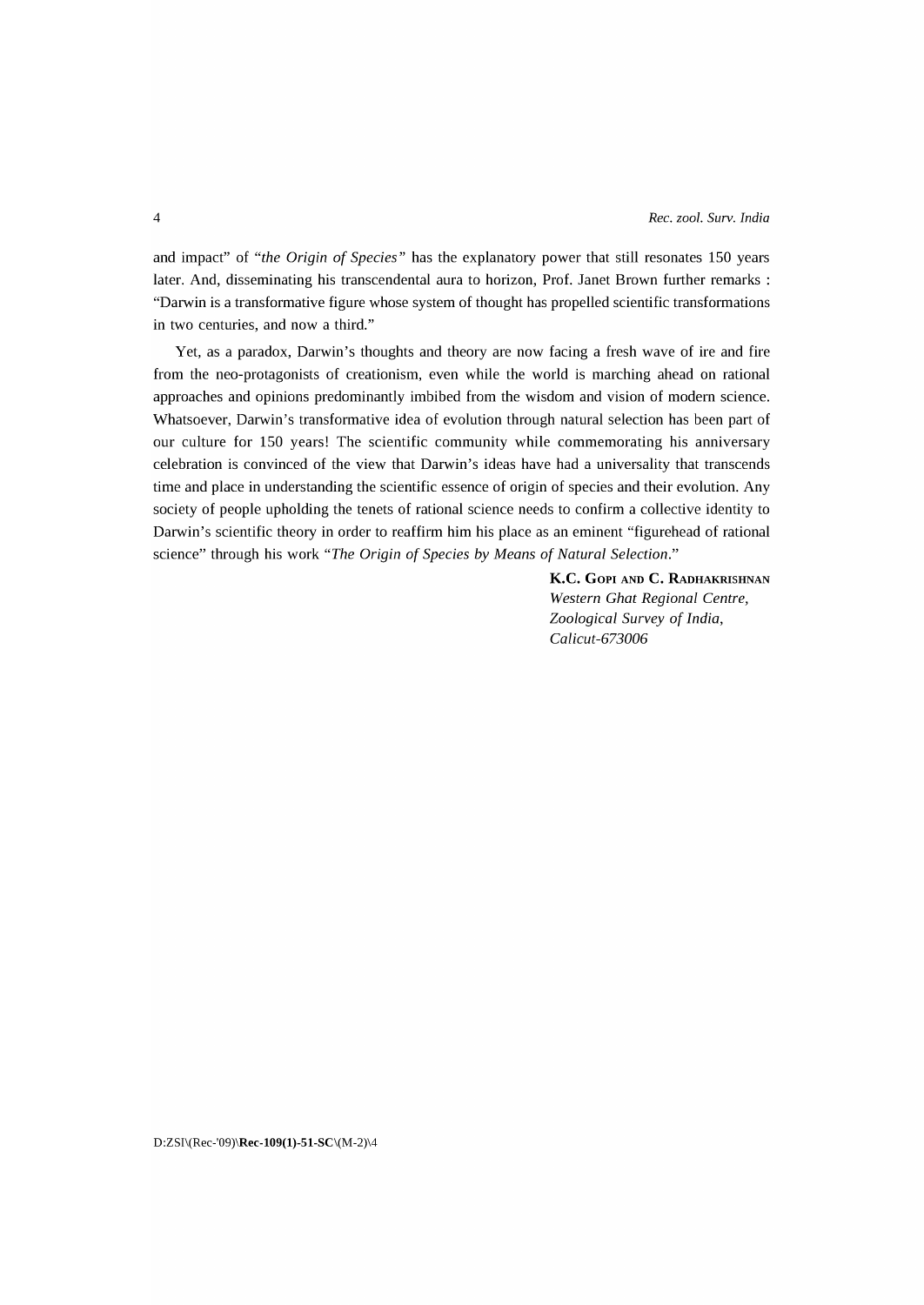and impact" of "*the Origin of Species*" has the explanatory power that still resonates 150 years later. And, disseminating his transcendental aura to horizon, Prof. Janet Brown further remarks : "Darwin is a transformative figure whose system of thought has propelled scientific transformations in two centuries, and now a third."

Yet, as a paradox, Darwin's thoughts and theory are now facing a fresh wave of ire and fire from the neo-protagonists of creationism, even while the world is marching ahead on rational approaches and opinions predominantly imbibed from the wisdom and vision of modern science. Whatsoever, Darwin's transformative idea of evolution through natural selection has been part of our culture for 150 years! The scientific community while commemorating his anniversary celebration is convinced of the view that Darwin's ideas have had a universality that transcends time and place in understanding the scientific essence of origin of species and their evolution. Any society of people upholding the tenets of rational science needs to confirm a collective identity to Darwin's scientific theory in order to reaffirm him his place as an eminent "figurehead of rational science" through his work "*The Origin of Species by Means of Natural Selection*."

**K.C. Gopi and C. Radhakrishnan**
*Western Ghat Regional Centre,*
*Zoological Survey of India,*
*Calicut-673006*